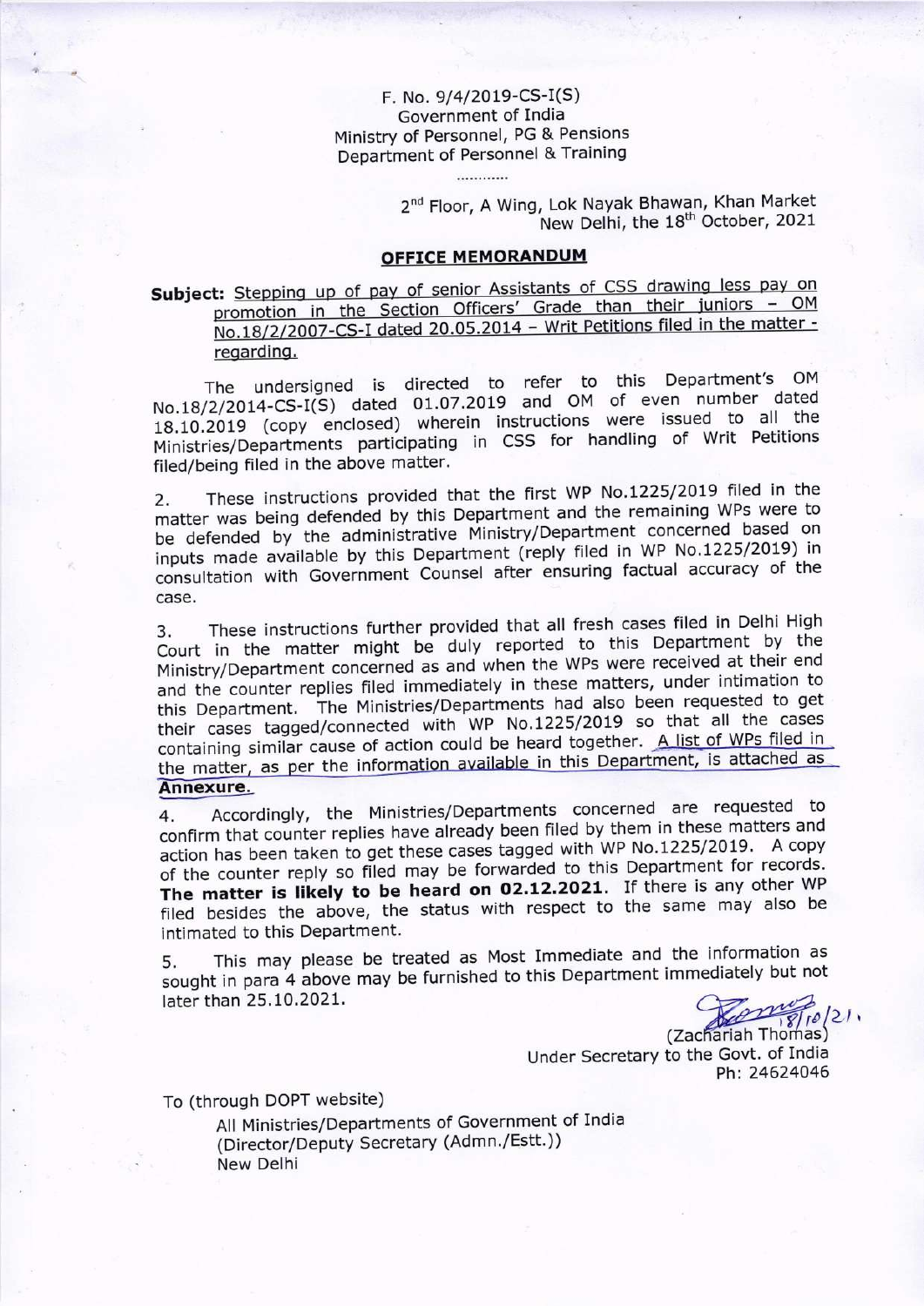F. No. 9/4/2019-CS-I(S)
Government of India
Ministry of Personnel, PG & Pensions
Department of Personnel & Training

............

2[nd] Floor, A Wing, Lok Nayak Bhawan, Khan Market
New Delhi, the 18[th] October, 2021

## OFFICE MEMORANDUM

**Subject:** Stepping up of pay of senior Assistants of CSS drawing less pay on promotion in the Section Officers' Grade than their juniors - OM No.18/2/2007-CS-I dated 20.05.2014 - Writ Petitions filed in the matter - regarding.

The undersigned is directed to refer to this Department's OM No.18/2/2014-CS-I(S) dated 01.07.2019 and OM of even number dated 18.10.2019 (copy enclosed) wherein instructions were issued to all the Ministries/Departments participating in CSS for handling of Writ Petitions filed/being filed in the above matter.

2. These instructions provided that the first WP No.1225/2019 filed in the matter was being defended by this Department and the remaining WPs were to be defended by the administrative Ministry/Department concerned based on inputs made available by this Department (reply filed in WP No.1225/2019) in consultation with Government Counsel after ensuring factual accuracy of the case.

3. These instructions further provided that all fresh cases filed in Delhi High Court in the matter might be duly reported to this Department by the Ministry/Department concerned as and when the WPs were received at their end and the counter replies filed immediately in these matters, under intimation to this Department. The Ministries/Departments had also been requested to get their cases tagged/connected with WP No.1225/2019 so that all the cases containing similar cause of action could be heard together. A list of WPs filed in the matter, as per the information available in this Department, is attached as **Annexure.**

4. Accordingly, the Ministries/Departments concerned are requested to confirm that counter replies have already been filed by them in these matters and action has been taken to get these cases tagged with WP No.1225/2019. A copy of the counter reply so filed may be forwarded to this Department for records. **The matter is likely to be heard on 02.12.2021.** If there is any other WP filed besides the above, the status with respect to the same may also be intimated to this Department.

5. This may please be treated as Most Immediate and the information as sought in para 4 above may be furnished to this Department immediately but not later than 25.10.2021.

18/10/21.
(Zachariah Thomas)
Under Secretary to the Govt. of India
Ph: 24624046

To (through DOPT website)

All Ministries/Departments of Government of India
(Director/Deputy Secretary (Admn./Estt.))
New Delhi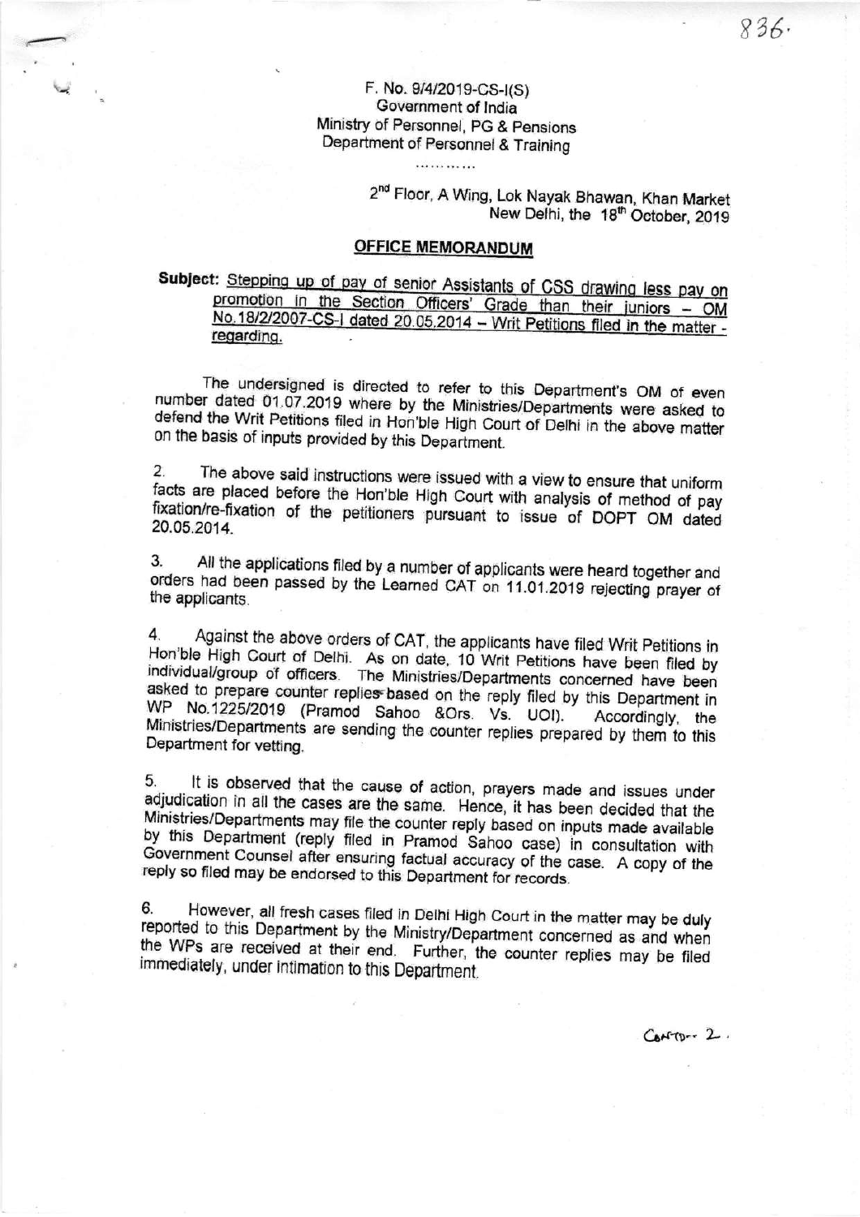F. No. 9/4/2019-CS-I(S)
Government of India
Ministry of Personnel, PG & Pensions
Department of Personnel & Training

..........

2nd Floor, A Wing, Lok Nayak Bhawan, Khan Market
New Delhi, the 18th October, 2019

## OFFICE MEMORANDUM

**Subject:** Stepping up of pay of senior Assistants of CSS drawing less pay on promotion in the Section Officers' Grade than their juniors – OM No.18/2/2007-CS-I dated 20.05.2014 – Writ Petitions filed in the matter - regarding.

The undersigned is directed to refer to this Department's OM of even number dated 01.07.2019 where by the Ministries/Departments were asked to defend the Writ Petitions filed in Hon'ble High Court of Delhi in the above matter on the basis of inputs provided by this Department.

2. The above said instructions were issued with a view to ensure that uniform facts are placed before the Hon'ble High Court with analysis of method of pay fixation/re-fixation of the petitioners pursuant to issue of DOPT OM dated 20.05.2014.

3. All the applications filed by a number of applicants were heard together and orders had been passed by the Learned CAT on 11.01.2019 rejecting prayer of the applicants.

4. Against the above orders of CAT, the applicants have filed Writ Petitions in Hon'ble High Court of Delhi. As on date, 10 Writ Petitions have been filed by individual/group of officers. The Ministries/Departments concerned have been asked to prepare counter replies based on the reply filed by this Department in WP No.1225/2019 (Pramod Sahoo &Ors. Vs. UOI). Accordingly, the Ministries/Departments are sending the counter replies prepared by them to this Department for vetting.

5. It is observed that the cause of action, prayers made and issues under adjudication in all the cases are the same. Hence, it has been decided that the Ministries/Departments may file the counter reply based on inputs made available by this Department (reply filed in Pramod Sahoo case) in consultation with Government Counsel after ensuring factual accuracy of the case. A copy of the reply so filed may be endorsed to this Department for records.

6. However, all fresh cases filed in Delhi High Court in the matter may be duly reported to this Department by the Ministry/Department concerned as and when the WPs are received at their end. Further, the counter replies may be filed immediately, under intimation to this Department.

Contd... 2.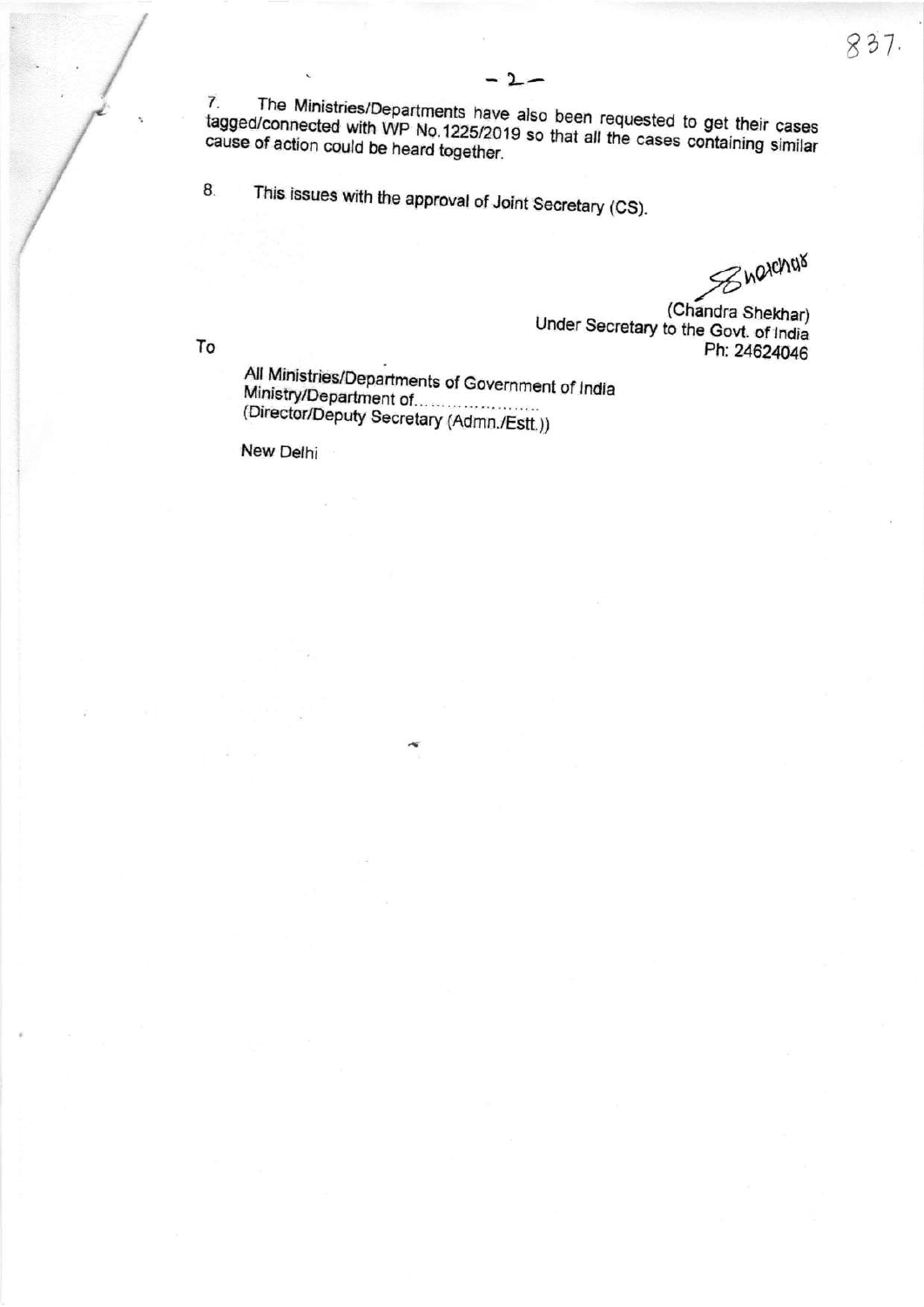7. The Ministries/Departments have also been requested to get their cases tagged/connected with WP No.1225/2019 so that all the cases containing similar cause of action could be heard together.

8. This issues with the approval of Joint Secretary (CS).

(Chandra Shekhar)
Under Secretary to the Govt. of India
Ph: 24624046

To

All Ministries/Departments of Government of India
Ministry/Department of.......................
(Director/Deputy Secretary (Admn./Estt.))

New Delhi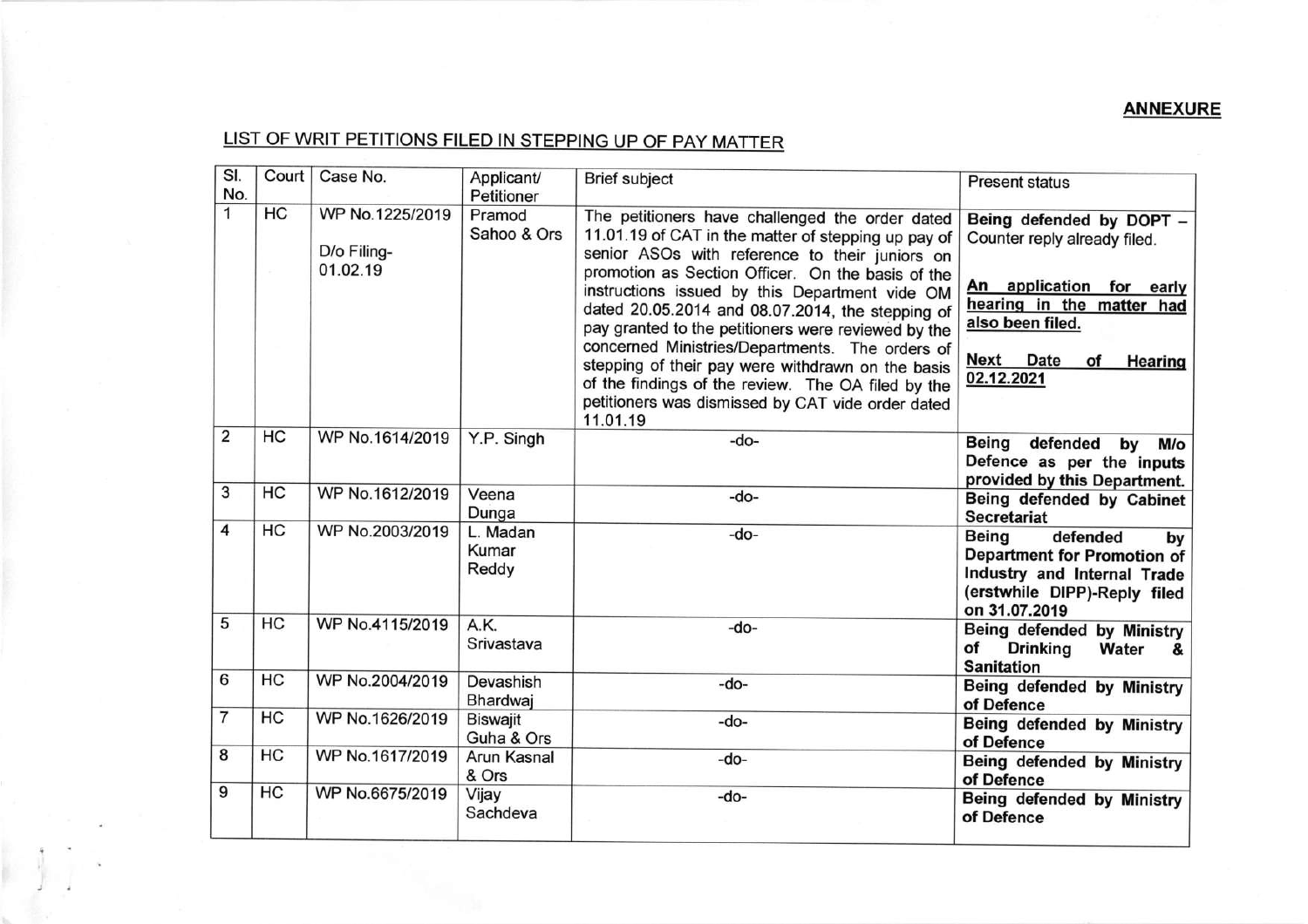**ANNEXURE**

LIST OF WRIT PETITIONS FILED IN STEPPING UP OF PAY MATTER

| Sl. No. | Court | Case No. | Applicant/ Petitioner | Brief subject | Present status |
|---|---|---|---|---|---|
| 1 | HC | WP No.1225/2019<br><br>D/o Filing-01.02.19 | Pramod Sahoo & Ors | The petitioners have challenged the order dated 11.01.19 of CAT in the matter of stepping up pay of senior ASOs with reference to their juniors on promotion as Section Officer. On the basis of the instructions issued by this Department vide OM dated 20.05.2014 and 08.07.2014, the stepping of pay granted to the petitioners were reviewed by the concerned Ministries/Departments. The orders of stepping of their pay were withdrawn on the basis of the findings of the review. The OA filed by the petitioners was dismissed by CAT vide order dated 11.01.19 | **Being defended by DOPT** – Counter reply already filed.<br><br>**An application for early hearing in the matter had also been filed.**<br><br>**Next Date of Hearing 02.12.2021** |
| 2 | HC | WP No.1614/2019 | Y.P. Singh | -do- | **Being defended by M/o Defence as per the inputs provided by this Department.** |
| 3 | HC | WP No.1612/2019 | Veena Dunga | -do- | **Being defended by Cabinet Secretariat** |
| 4 | HC | WP No.2003/2019 | L. Madan Kumar Reddy | -do- | **Being defended by Department for Promotion of Industry and Internal Trade (erstwhile DIPP)-Reply filed on 31.07.2019** |
| 5 | HC | WP No.4115/2019 | A.K. Srivastava | -do- | **Being defended by Ministry of Drinking Water & Sanitation** |
| 6 | HC | WP No.2004/2019 | Devashish Bhardwaj | -do- | **Being defended by Ministry of Defence** |
| 7 | HC | WP No.1626/2019 | Biswajit Guha & Ors | -do- | **Being defended by Ministry of Defence** |
| 8 | HC | WP No.1617/2019 | Arun Kasnal & Ors | -do- | **Being defended by Ministry of Defence** |
| 9 | HC | WP No.6675/2019 | Vijay Sachdeva | -do- | **Being defended by Ministry of Defence** |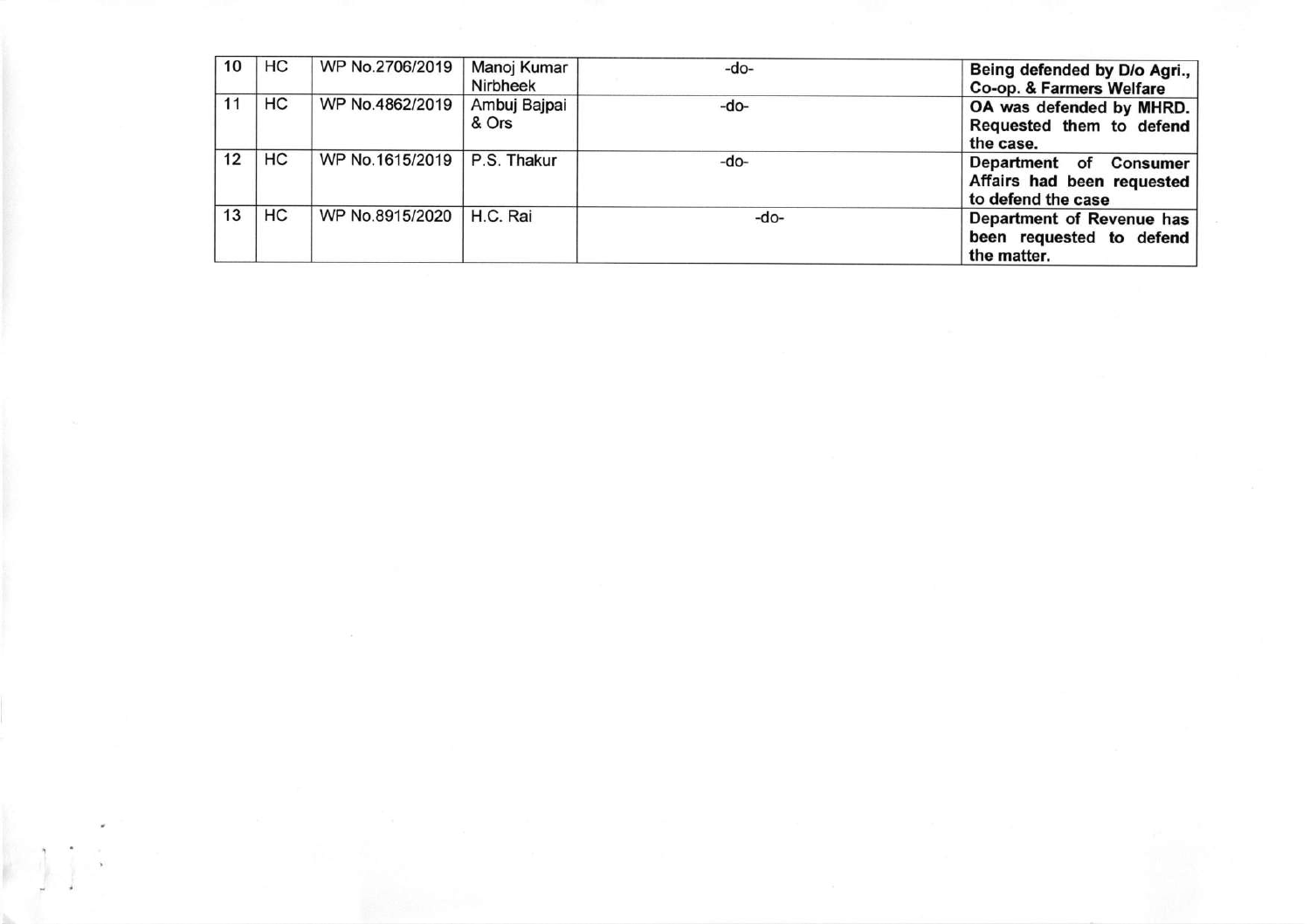| | | | | | |
|---|---|---|---|---|---|
| 10 | HC | WP No.2706/2019 | Manoj Kumar Nirbheek | -do- | **Being defended by D/o Agri., Co-op. & Farmers Welfare** |
| 11 | HC | WP No.4862/2019 | Ambuj Bajpai & Ors | -do- | **OA was defended by MHRD. Requested them to defend the case.** |
| 12 | HC | WP No.1615/2019 | P.S. Thakur | -do- | **Department of Consumer Affairs had been requested to defend the case** |
| 13 | HC | WP No.8915/2020 | H.C. Rai | -do- | **Department of Revenue has been requested to defend the matter.** |